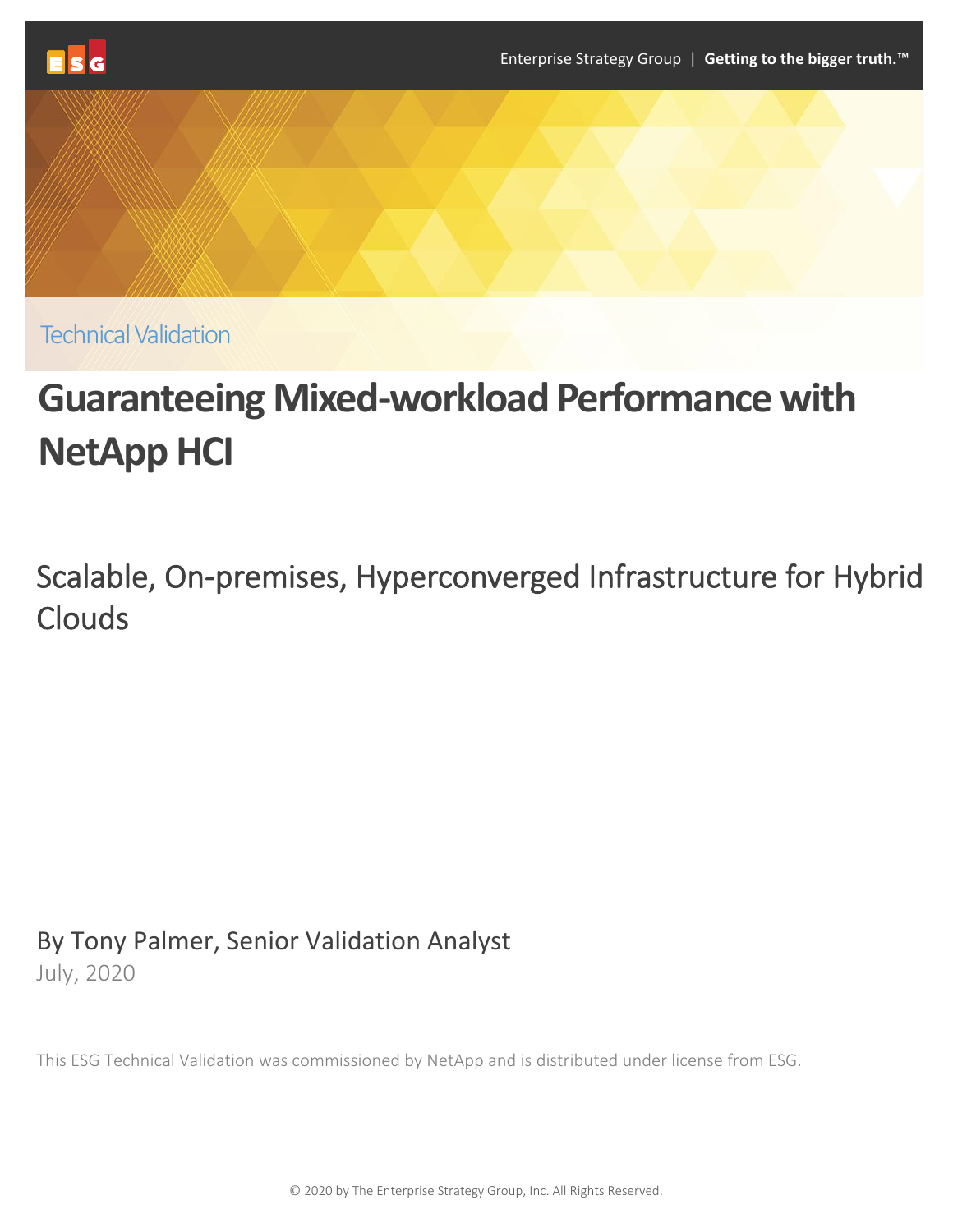Technical Validation

# Guaranteeing Mixed-workload Performance with NetApp HCI

## Scalable, On-premises, Hyperconverged Infrastructure for Hybrid Clouds

By Tony Palmer, Senior Validation Analyst

July, 2020

This ESG Technical Validation was commissioned by NetApp and is distributed under license from ESG.

© 2020 by The Enterprise Strategy Group, Inc. All Rights Reserved.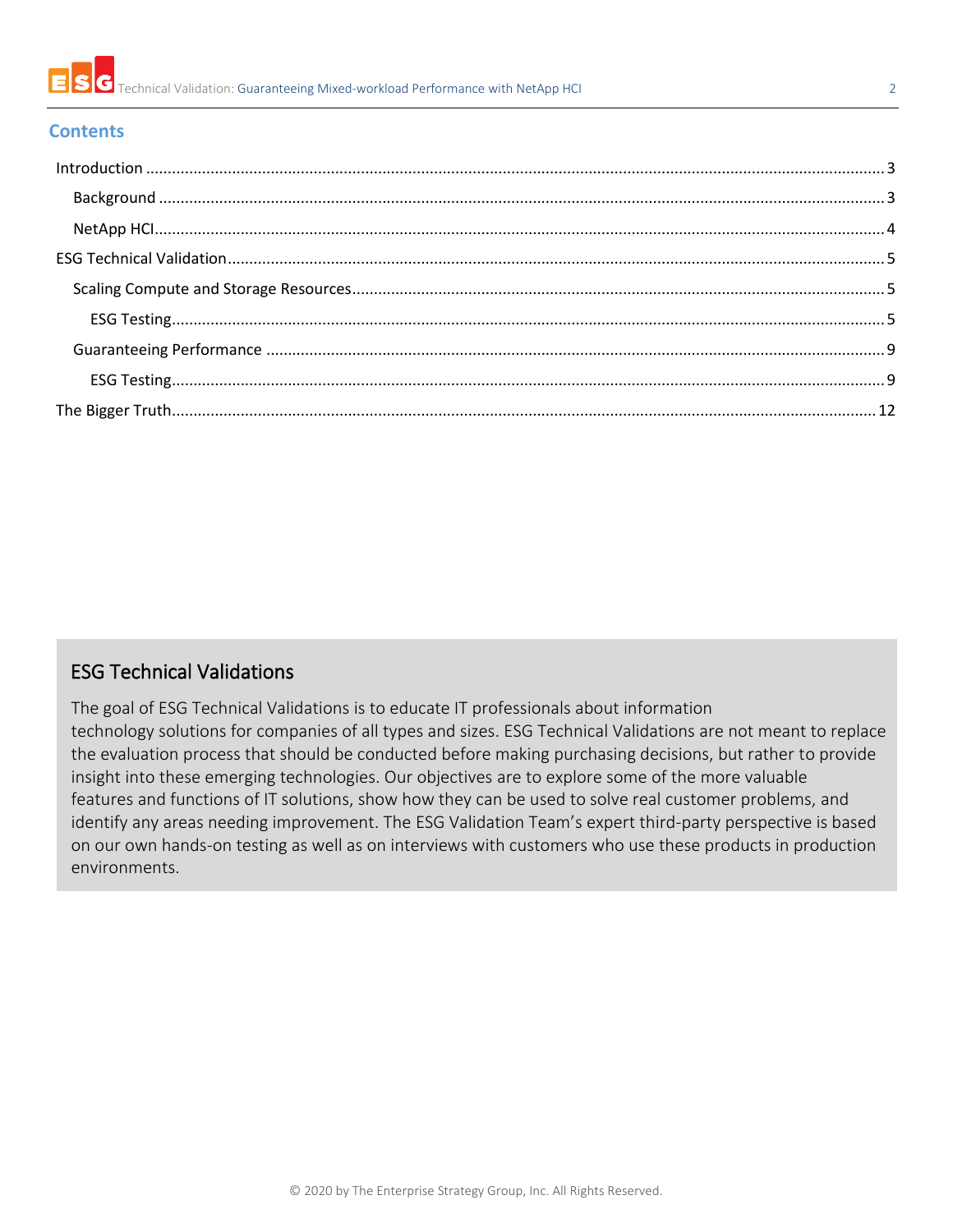## Contents

- Introduction ... 3
  - Background ... 3
  - NetApp HCI ... 4
- ESG Technical Validation ... 5
  - Scaling Compute and Storage Resources ... 5
    - ESG Testing ... 5
  - Guaranteeing Performance ... 9
    - ESG Testing ... 9
- The Bigger Truth ... 12

### ESG Technical Validations

The goal of ESG Technical Validations is to educate IT professionals about information technology solutions for companies of all types and sizes. ESG Technical Validations are not meant to replace the evaluation process that should be conducted before making purchasing decisions, but rather to provide insight into these emerging technologies. Our objectives are to explore some of the more valuable features and functions of IT solutions, show how they can be used to solve real customer problems, and identify any areas needing improvement. The ESG Validation Team's expert third-party perspective is based on our own hands-on testing as well as on interviews with customers who use these products in production environments.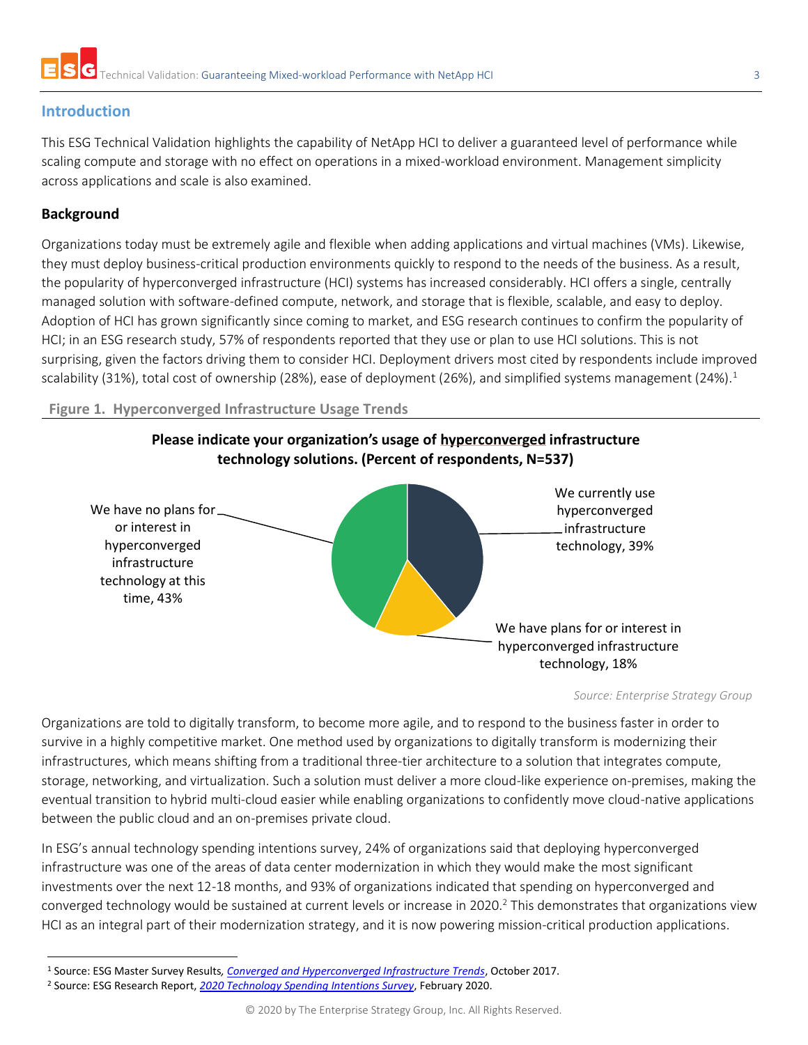## Introduction

This ESG Technical Validation highlights the capability of NetApp HCI to deliver a guaranteed level of performance while scaling compute and storage with no effect on operations in a mixed-workload environment. Management simplicity across applications and scale is also examined.

### Background

Organizations today must be extremely agile and flexible when adding applications and virtual machines (VMs). Likewise, they must deploy business-critical production environments quickly to respond to the needs of the business. As a result, the popularity of hyperconverged infrastructure (HCI) systems has increased considerably. HCI offers a single, centrally managed solution with software-defined compute, network, and storage that is flexible, scalable, and easy to deploy. Adoption of HCI has grown significantly since coming to market, and ESG research continues to confirm the popularity of HCI; in an ESG research study, 57% of respondents reported that they use or plan to use HCI solutions. This is not surprising, given the factors driving them to consider HCI. Deployment drivers most cited by respondents include improved scalability (31%), total cost of ownership (28%), ease of deployment (26%), and simplified systems management (24%).[1]

**Figure 1. Hyperconverged Infrastructure Usage Trends**

**Please indicate your organization's usage of hyperconverged infrastructure technology solutions. (Percent of respondents, N=537)**

- We currently use hyperconverged infrastructure technology, 39%
- We have plans for or interest in hyperconverged infrastructure technology, 18%
- We have no plans for or interest in hyperconverged infrastructure technology at this time, 43%

*Source: Enterprise Strategy Group*

Organizations are told to digitally transform, to become more agile, and to respond to the business faster in order to survive in a highly competitive market. One method used by organizations to digitally transform is modernizing their infrastructures, which means shifting from a traditional three-tier architecture to a solution that integrates compute, storage, networking, and virtualization. Such a solution must deliver a more cloud-like experience on-premises, making the eventual transition to hybrid multi-cloud easier while enabling organizations to confidently move cloud-native applications between the public cloud and an on-premises private cloud.

In ESG's annual technology spending intentions survey, 24% of organizations said that deploying hyperconverged infrastructure was one of the areas of data center modernization in which they would make the most significant investments over the next 12-18 months, and 93% of organizations indicated that spending on hyperconverged and converged technology would be sustained at current levels or increase in 2020.[2] This demonstrates that organizations view HCI as an integral part of their modernization strategy, and it is now powering mission-critical production applications.

---

[1] Source: ESG Master Survey Results, *Converged and Hyperconverged Infrastructure Trends*, October 2017.

[2] Source: ESG Research Report, *2020 Technology Spending Intentions Survey*, February 2020.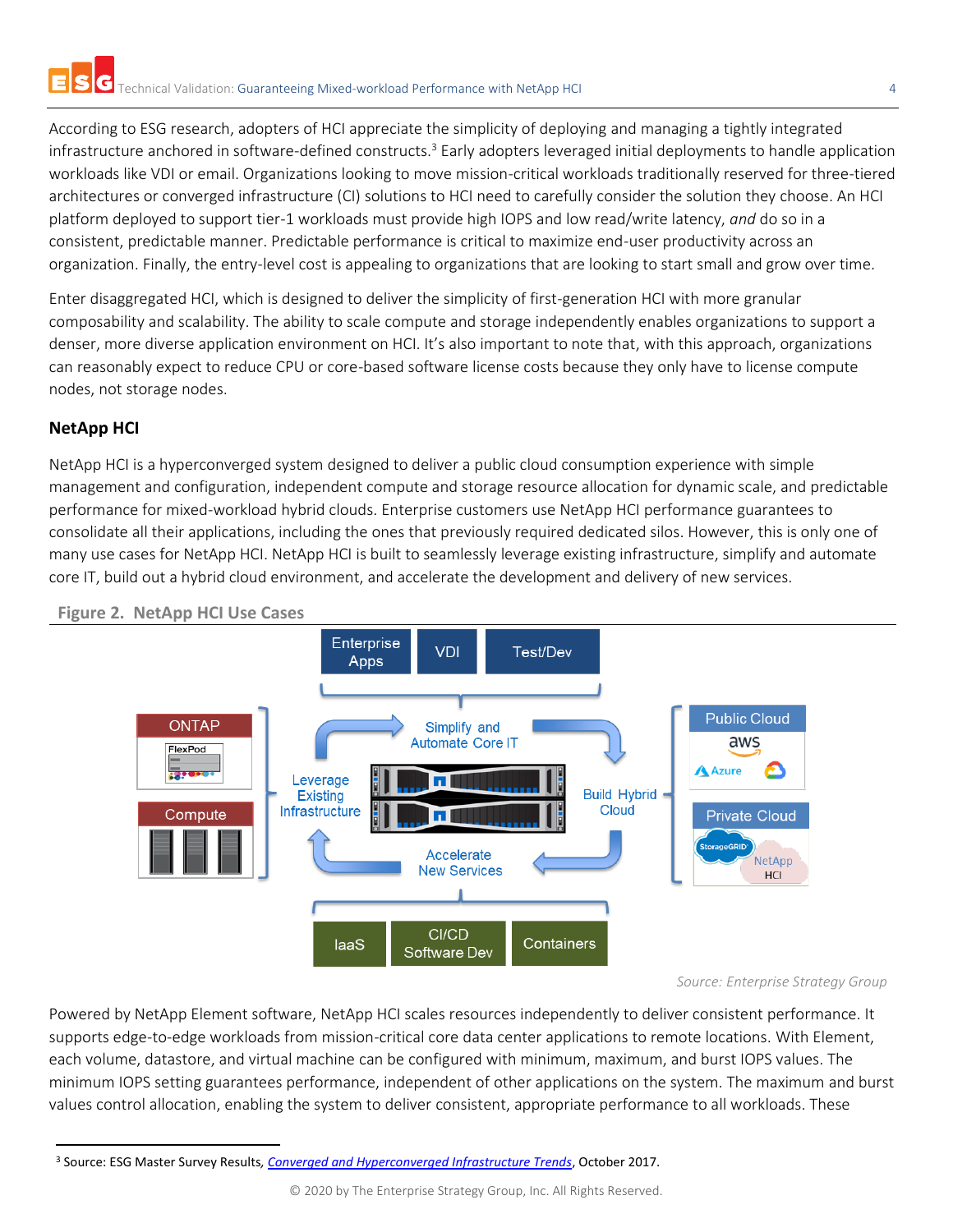According to ESG research, adopters of HCI appreciate the simplicity of deploying and managing a tightly integrated infrastructure anchored in software-defined constructs.[3] Early adopters leveraged initial deployments to handle application workloads like VDI or email. Organizations looking to move mission-critical workloads traditionally reserved for three-tiered architectures or converged infrastructure (CI) solutions to HCI need to carefully consider the solution they choose. An HCI platform deployed to support tier-1 workloads must provide high IOPS and low read/write latency, *and* do so in a consistent, predictable manner. Predictable performance is critical to maximize end-user productivity across an organization. Finally, the entry-level cost is appealing to organizations that are looking to start small and grow over time.

Enter disaggregated HCI, which is designed to deliver the simplicity of first-generation HCI with more granular composability and scalability. The ability to scale compute and storage independently enables organizations to support a denser, more diverse application environment on HCI. It's also important to note that, with this approach, organizations can reasonably expect to reduce CPU or core-based software license costs because they only have to license compute nodes, not storage nodes.

## NetApp HCI

NetApp HCI is a hyperconverged system designed to deliver a public cloud consumption experience with simple management and configuration, independent compute and storage resource allocation for dynamic scale, and predictable performance for mixed-workload hybrid clouds. Enterprise customers use NetApp HCI performance guarantees to consolidate all their applications, including the ones that previously required dedicated silos. However, this is only one of many use cases for NetApp HCI. NetApp HCI is built to seamlessly leverage existing infrastructure, simplify and automate core IT, build out a hybrid cloud environment, and accelerate the development and delivery of new services.

**Figure 2. NetApp HCI Use Cases**

*Source: Enterprise Strategy Group*

Powered by NetApp Element software, NetApp HCI scales resources independently to deliver consistent performance. It supports edge-to-edge workloads from mission-critical core data center applications to remote locations. With Element, each volume, datastore, and virtual machine can be configured with minimum, maximum, and burst IOPS values. The minimum IOPS setting guarantees performance, independent of other applications on the system. The maximum and burst values control allocation, enabling the system to deliver consistent, appropriate performance to all workloads. These

[3] Source: ESG Master Survey Results, *Converged and Hyperconverged Infrastructure Trends*, October 2017.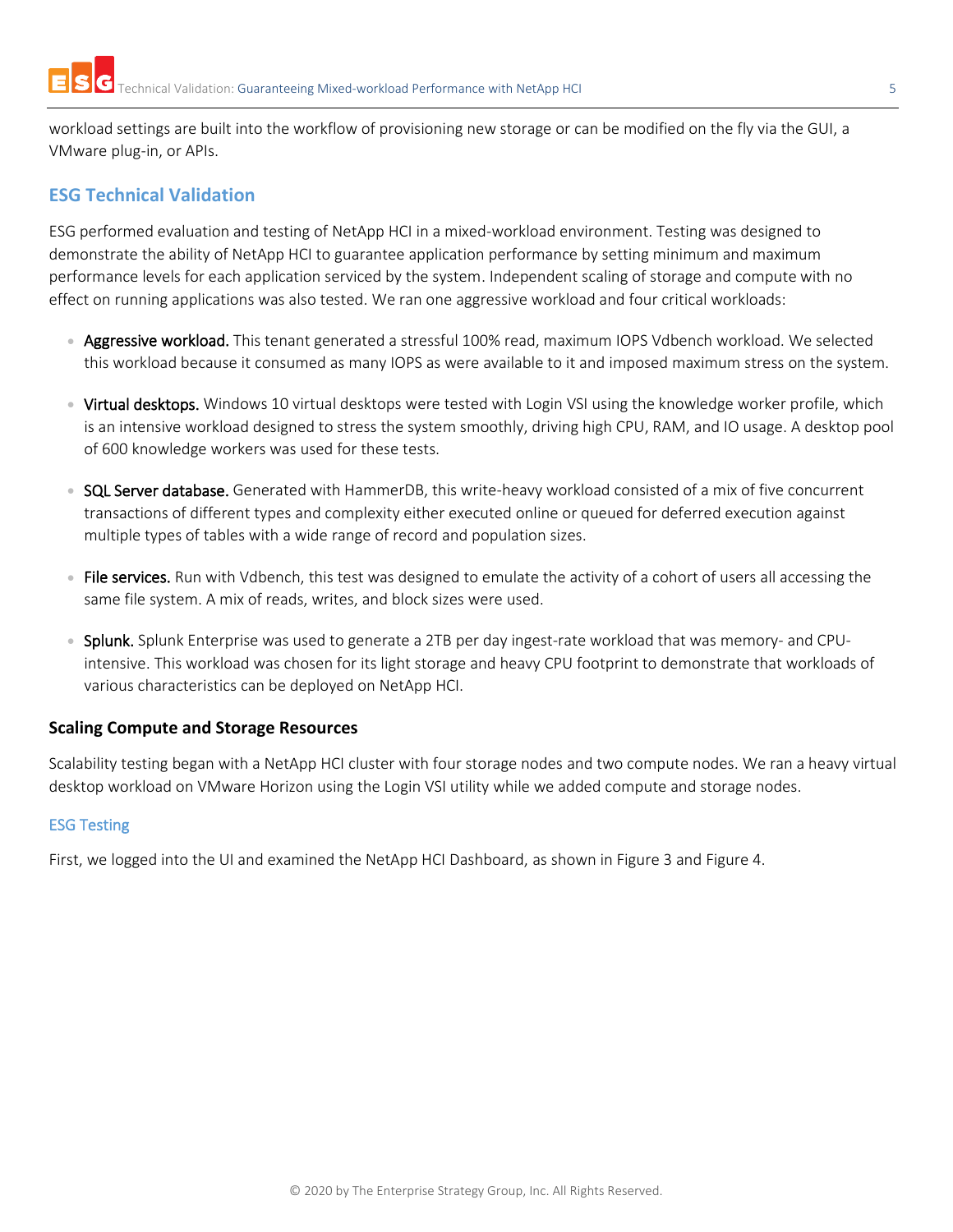workload settings are built into the workflow of provisioning new storage or can be modified on the fly via the GUI, a VMware plug-in, or APIs.

## ESG Technical Validation

ESG performed evaluation and testing of NetApp HCI in a mixed-workload environment. Testing was designed to demonstrate the ability of NetApp HCI to guarantee application performance by setting minimum and maximum performance levels for each application serviced by the system. Independent scaling of storage and compute with no effect on running applications was also tested. We ran one aggressive workload and four critical workloads:

- Aggressive workload. This tenant generated a stressful 100% read, maximum IOPS Vdbench workload. We selected this workload because it consumed as many IOPS as were available to it and imposed maximum stress on the system.
- Virtual desktops. Windows 10 virtual desktops were tested with Login VSI using the knowledge worker profile, which is an intensive workload designed to stress the system smoothly, driving high CPU, RAM, and IO usage. A desktop pool of 600 knowledge workers was used for these tests.
- SQL Server database. Generated with HammerDB, this write-heavy workload consisted of a mix of five concurrent transactions of different types and complexity either executed online or queued for deferred execution against multiple types of tables with a wide range of record and population sizes.
- File services. Run with Vdbench, this test was designed to emulate the activity of a cohort of users all accessing the same file system. A mix of reads, writes, and block sizes were used.
- Splunk. Splunk Enterprise was used to generate a 2TB per day ingest-rate workload that was memory- and CPU-intensive. This workload was chosen for its light storage and heavy CPU footprint to demonstrate that workloads of various characteristics can be deployed on NetApp HCI.

### Scaling Compute and Storage Resources

Scalability testing began with a NetApp HCI cluster with four storage nodes and two compute nodes. We ran a heavy virtual desktop workload on VMware Horizon using the Login VSI utility while we added compute and storage nodes.

#### ESG Testing

First, we logged into the UI and examined the NetApp HCI Dashboard, as shown in Figure 3 and Figure 4.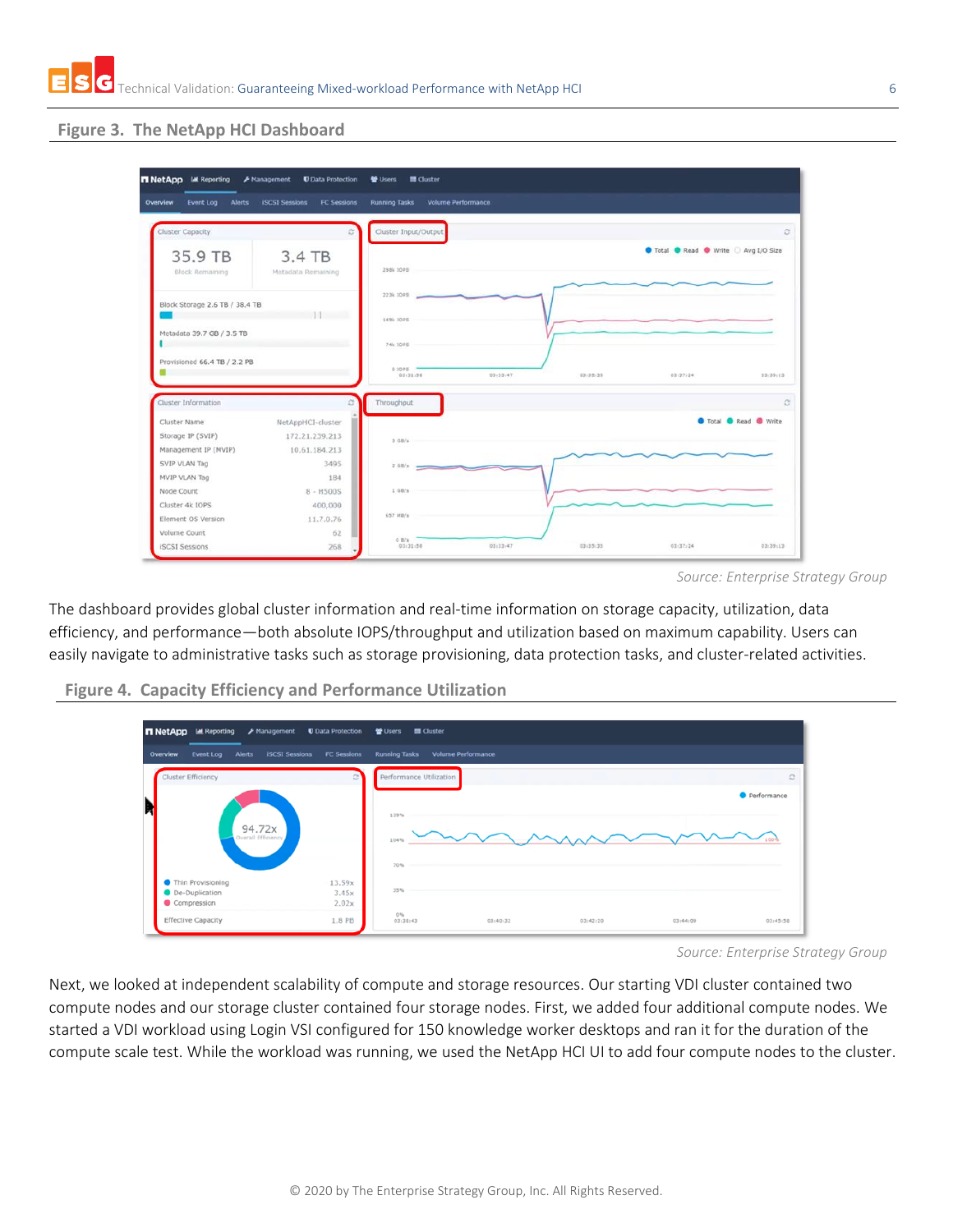## Figure 3. The NetApp HCI Dashboard

*Source: Enterprise Strategy Group*

The dashboard provides global cluster information and real-time information on storage capacity, utilization, data efficiency, and performance—both absolute IOPS/throughput and utilization based on maximum capability. Users can easily navigate to administrative tasks such as storage provisioning, data protection tasks, and cluster-related activities.

## Figure 4. Capacity Efficiency and Performance Utilization

*Source: Enterprise Strategy Group*

Next, we looked at independent scalability of compute and storage resources. Our starting VDI cluster contained two compute nodes and our storage cluster contained four storage nodes. First, we added four additional compute nodes. We started a VDI workload using Login VSI configured for 150 knowledge worker desktops and ran it for the duration of the compute scale test. While the workload was running, we used the NetApp HCI UI to add four compute nodes to the cluster.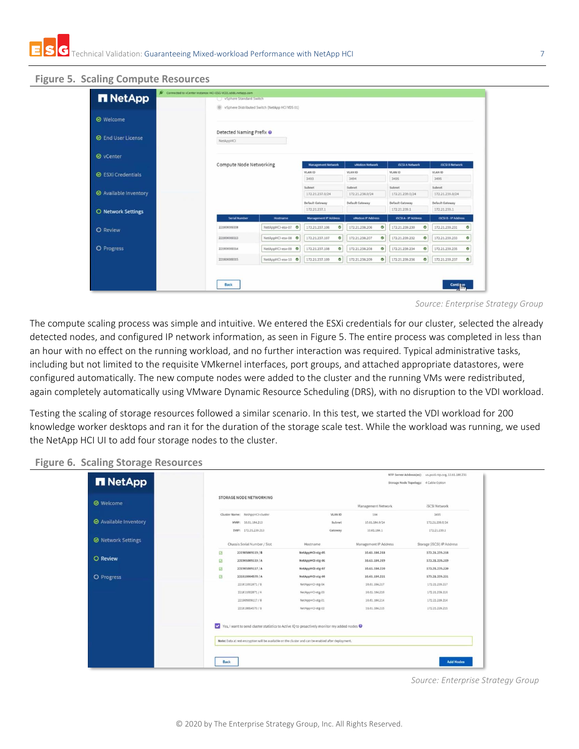**Figure 5. Scaling Compute Resources**

*Source: Enterprise Strategy Group*

The compute scaling process was simple and intuitive. We entered the ESXi credentials for our cluster, selected the already detected nodes, and configured IP network information, as seen in Figure 5. The entire process was completed in less than an hour with no effect on the running workload, and no further interaction was required. Typical administrative tasks, including but not limited to the requisite VMkernel interfaces, port groups, and attached appropriate datastores, were configured automatically. The new compute nodes were added to the cluster and the running VMs were redistributed, again completely automatically using VMware Dynamic Resource Scheduling (DRS), with no disruption to the VDI workload.

Testing the scaling of storage resources followed a similar scenario. In this test, we started the VDI workload for 200 knowledge worker desktops and ran it for the duration of the storage scale test. While the workload was running, we used the NetApp HCI UI to add four storage nodes to the cluster.

**Figure 6. Scaling Storage Resources**

*Source: Enterprise Strategy Group*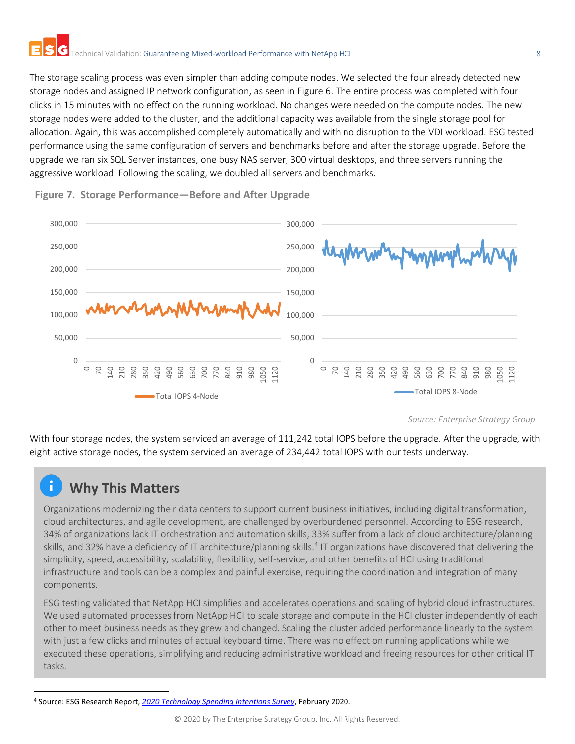The storage scaling process was even simpler than adding compute nodes. We selected the four already detected new storage nodes and assigned IP network configuration, as seen in Figure 6. The entire process was completed with four clicks in 15 minutes with no effect on the running workload. No changes were needed on the compute nodes. The new storage nodes were added to the cluster, and the additional capacity was available from the single storage pool for allocation. Again, this was accomplished completely automatically and with no disruption to the VDI workload. ESG tested performance using the same configuration of servers and benchmarks before and after the storage upgrade. Before the upgrade we ran six SQL Server instances, one busy NAS server, 300 virtual desktops, and three servers running the aggressive workload. Following the scaling, we doubled all servers and benchmarks.

**Figure 7. Storage Performance—Before and After Upgrade**

*Source: Enterprise Strategy Group*

With four storage nodes, the system serviced an average of 111,242 total IOPS before the upgrade. After the upgrade, with eight active storage nodes, the system serviced an average of 234,442 total IOPS with our tests underway.

## Why This Matters

Organizations modernizing their data centers to support current business initiatives, including digital transformation, cloud architectures, and agile development, are challenged by overburdened personnel. According to ESG research, 34% of organizations lack IT orchestration and automation skills, 33% suffer from a lack of cloud architecture/planning skills, and 32% have a deficiency of IT architecture/planning skills.[4] IT organizations have discovered that delivering the simplicity, speed, accessibility, scalability, flexibility, self-service, and other benefits of HCI using traditional infrastructure and tools can be a complex and painful exercise, requiring the coordination and integration of many components.

ESG testing validated that NetApp HCI simplifies and accelerates operations and scaling of hybrid cloud infrastructures. We used automated processes from NetApp HCI to scale storage and compute in the HCI cluster independently of each other to meet business needs as they grew and changed. Scaling the cluster added performance linearly to the system with just a few clicks and minutes of actual keyboard time. There was no effect on running applications while we executed these operations, simplifying and reducing administrative workload and freeing resources for other critical IT tasks.

---

[4] Source: ESG Research Report, *2020 Technology Spending Intentions Survey*, February 2020.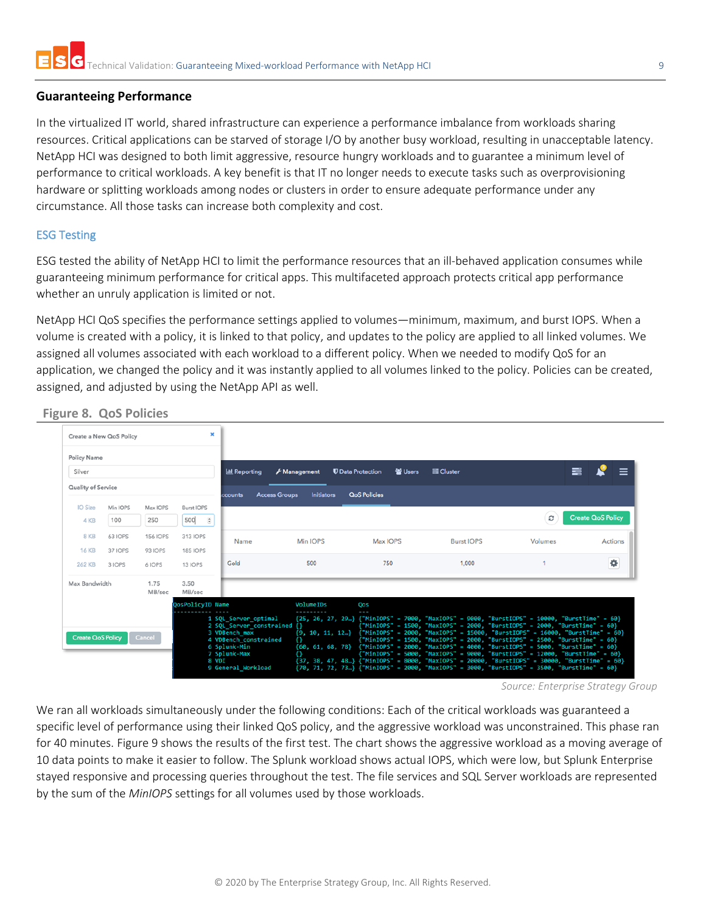## Guaranteeing Performance

In the virtualized IT world, shared infrastructure can experience a performance imbalance from workloads sharing resources. Critical applications can be starved of storage I/O by another busy workload, resulting in unacceptable latency. NetApp HCI was designed to both limit aggressive, resource hungry workloads and to guarantee a minimum level of performance to critical workloads. A key benefit is that IT no longer needs to execute tasks such as overprovisioning hardware or splitting workloads among nodes or clusters in order to ensure adequate performance under any circumstance. All those tasks can increase both complexity and cost.

### ESG Testing

ESG tested the ability of NetApp HCI to limit the performance resources that an ill-behaved application consumes while guaranteeing minimum performance for critical apps. This multifaceted approach protects critical app performance whether an unruly application is limited or not.

NetApp HCI QoS specifies the performance settings applied to volumes—minimum, maximum, and burst IOPS. When a volume is created with a policy, it is linked to that policy, and updates to the policy are applied to all linked volumes. We assigned all volumes associated with each workload to a different policy. When we needed to modify QoS for an application, we changed the policy and it was instantly applied to all volumes linked to the policy. Policies can be created, assigned, and adjusted by using the NetApp API as well.

**Figure 8. QoS Policies**

*Source: Enterprise Strategy Group*

We ran all workloads simultaneously under the following conditions: Each of the critical workloads was guaranteed a specific level of performance using their linked QoS policy, and the aggressive workload was unconstrained. This phase ran for 40 minutes. Figure 9 shows the results of the first test. The chart shows the aggressive workload as a moving average of 10 data points to make it easier to follow. The Splunk workload shows actual IOPS, which were low, but Splunk Enterprise stayed responsive and processing queries throughout the test. The file services and SQL Server workloads are represented by the sum of the *MinIOPS* settings for all volumes used by those workloads.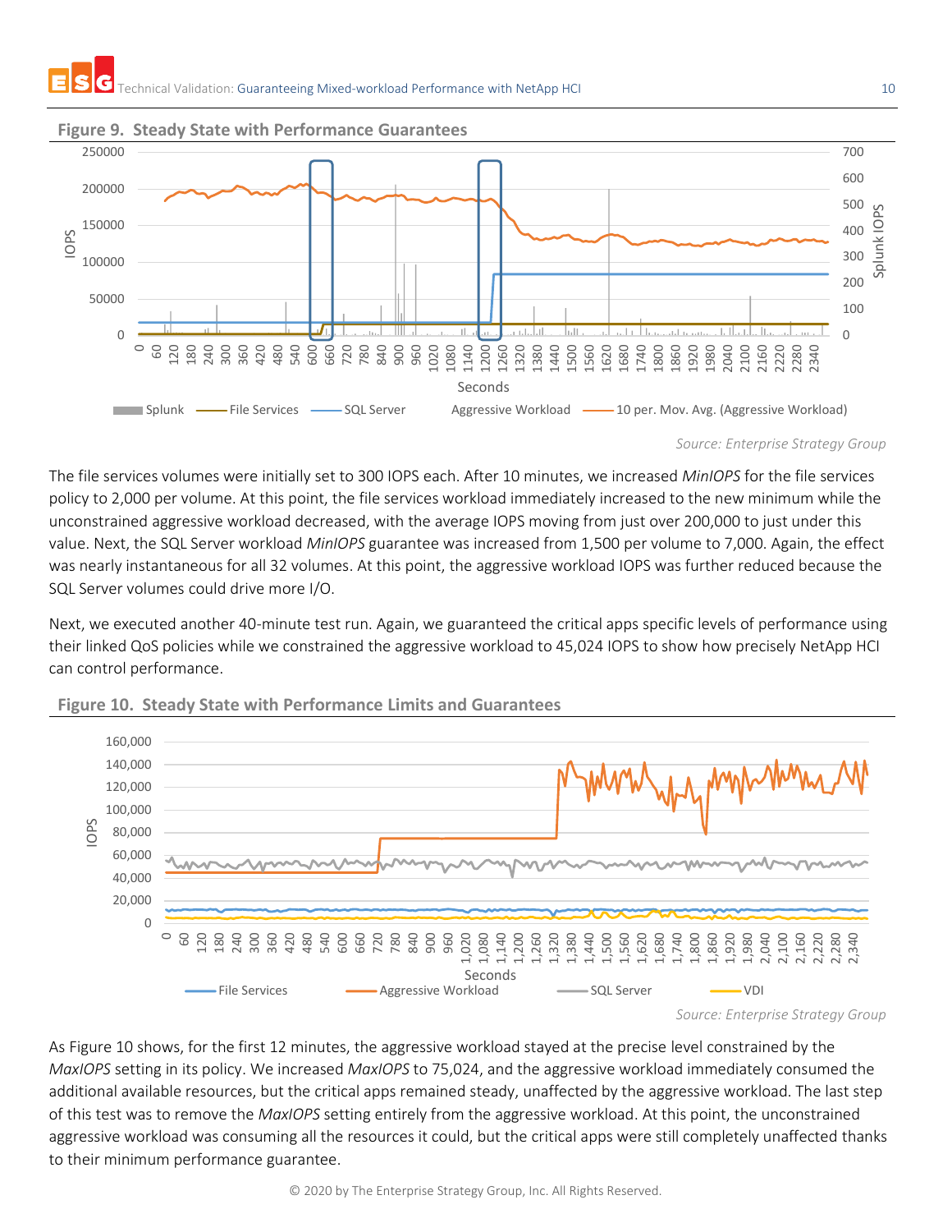**Figure 9. Steady State with Performance Guarantees**

*Source: Enterprise Strategy Group*

The file services volumes were initially set to 300 IOPS each. After 10 minutes, we increased *MinIOPS* for the file services policy to 2,000 per volume. At this point, the file services workload immediately increased to the new minimum while the unconstrained aggressive workload decreased, with the average IOPS moving from just over 200,000 to just under this value. Next, the SQL Server workload *MinIOPS* guarantee was increased from 1,500 per volume to 7,000. Again, the effect was nearly instantaneous for all 32 volumes. At this point, the aggressive workload IOPS was further reduced because the SQL Server volumes could drive more I/O.

Next, we executed another 40-minute test run. Again, we guaranteed the critical apps specific levels of performance using their linked QoS policies while we constrained the aggressive workload to 45,024 IOPS to show how precisely NetApp HCI can control performance.

**Figure 10. Steady State with Performance Limits and Guarantees**

*Source: Enterprise Strategy Group*

As Figure 10 shows, for the first 12 minutes, the aggressive workload stayed at the precise level constrained by the *MaxIOPS* setting in its policy. We increased *MaxIOPS* to 75,024, and the aggressive workload immediately consumed the additional available resources, but the critical apps remained steady, unaffected by the aggressive workload. The last step of this test was to remove the *MaxIOPS* setting entirely from the aggressive workload. At this point, the unconstrained aggressive workload was consuming all the resources it could, but the critical apps were still completely unaffected thanks to their minimum performance guarantee.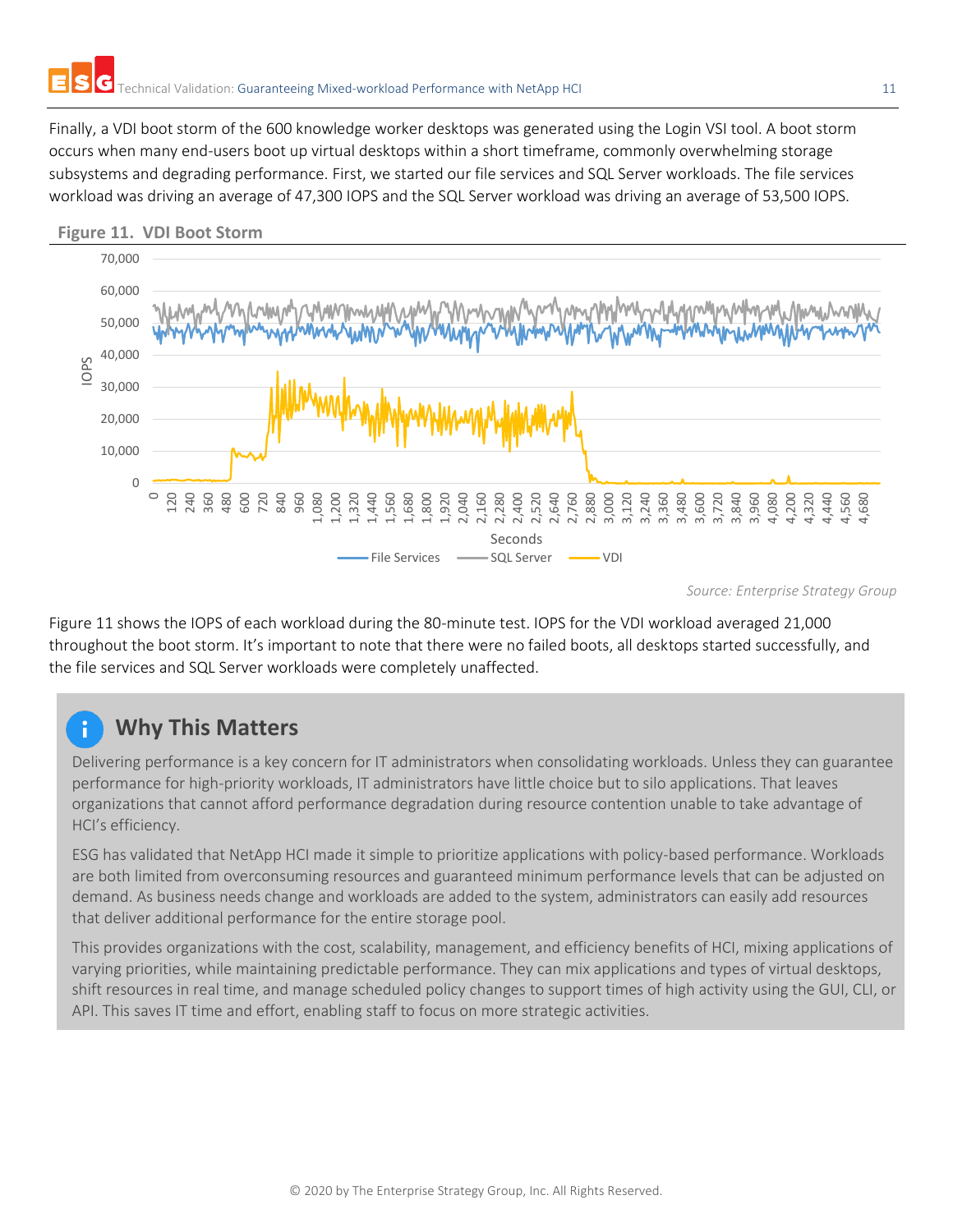Finally, a VDI boot storm of the 600 knowledge worker desktops was generated using the Login VSI tool. A boot storm occurs when many end-users boot up virtual desktops within a short timeframe, commonly overwhelming storage subsystems and degrading performance. First, we started our file services and SQL Server workloads. The file services workload was driving an average of 47,300 IOPS and the SQL Server workload was driving an average of 53,500 IOPS.

**Figure 11. VDI Boot Storm**

*Source: Enterprise Strategy Group*

Figure 11 shows the IOPS of each workload during the 80-minute test. IOPS for the VDI workload averaged 21,000 throughout the boot storm. It's important to note that there were no failed boots, all desktops started successfully, and the file services and SQL Server workloads were completely unaffected.

## Why This Matters

Delivering performance is a key concern for IT administrators when consolidating workloads. Unless they can guarantee performance for high-priority workloads, IT administrators have little choice but to silo applications. That leaves organizations that cannot afford performance degradation during resource contention unable to take advantage of HCI's efficiency.

ESG has validated that NetApp HCI made it simple to prioritize applications with policy-based performance. Workloads are both limited from overconsuming resources and guaranteed minimum performance levels that can be adjusted on demand. As business needs change and workloads are added to the system, administrators can easily add resources that deliver additional performance for the entire storage pool.

This provides organizations with the cost, scalability, management, and efficiency benefits of HCI, mixing applications of varying priorities, while maintaining predictable performance. They can mix applications and types of virtual desktops, shift resources in real time, and manage scheduled policy changes to support times of high activity using the GUI, CLI, or API. This saves IT time and effort, enabling staff to focus on more strategic activities.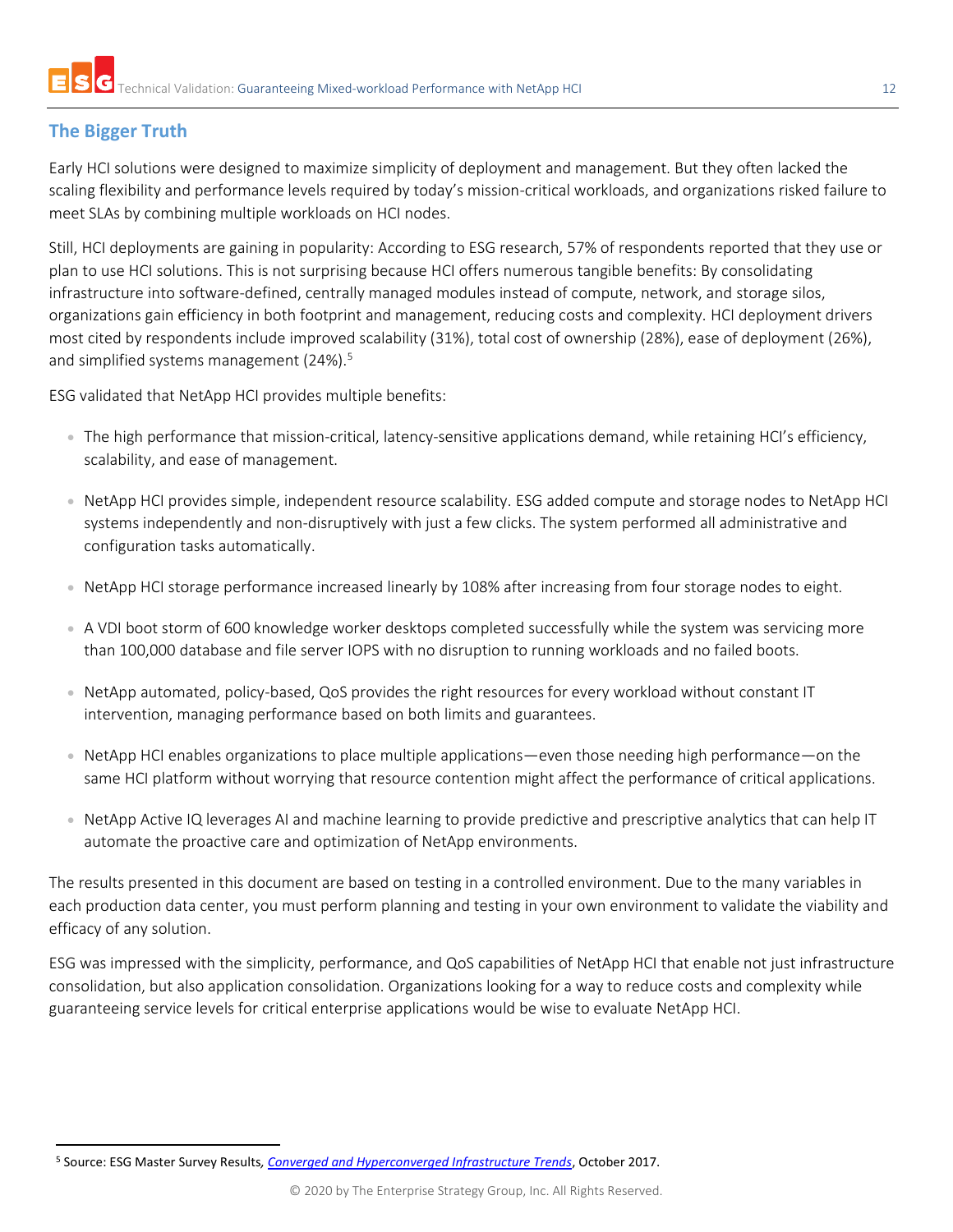## The Bigger Truth

Early HCI solutions were designed to maximize simplicity of deployment and management. But they often lacked the scaling flexibility and performance levels required by today's mission-critical workloads, and organizations risked failure to meet SLAs by combining multiple workloads on HCI nodes.

Still, HCI deployments are gaining in popularity: According to ESG research, 57% of respondents reported that they use or plan to use HCI solutions. This is not surprising because HCI offers numerous tangible benefits: By consolidating infrastructure into software-defined, centrally managed modules instead of compute, network, and storage silos, organizations gain efficiency in both footprint and management, reducing costs and complexity. HCI deployment drivers most cited by respondents include improved scalability (31%), total cost of ownership (28%), ease of deployment (26%), and simplified systems management (24%).[5]

ESG validated that NetApp HCI provides multiple benefits:

- The high performance that mission-critical, latency-sensitive applications demand, while retaining HCI's efficiency, scalability, and ease of management.
- NetApp HCI provides simple, independent resource scalability. ESG added compute and storage nodes to NetApp HCI systems independently and non-disruptively with just a few clicks. The system performed all administrative and configuration tasks automatically.
- NetApp HCI storage performance increased linearly by 108% after increasing from four storage nodes to eight.
- A VDI boot storm of 600 knowledge worker desktops completed successfully while the system was servicing more than 100,000 database and file server IOPS with no disruption to running workloads and no failed boots.
- NetApp automated, policy-based, QoS provides the right resources for every workload without constant IT intervention, managing performance based on both limits and guarantees.
- NetApp HCI enables organizations to place multiple applications—even those needing high performance—on the same HCI platform without worrying that resource contention might affect the performance of critical applications.
- NetApp Active IQ leverages AI and machine learning to provide predictive and prescriptive analytics that can help IT automate the proactive care and optimization of NetApp environments.

The results presented in this document are based on testing in a controlled environment. Due to the many variables in each production data center, you must perform planning and testing in your own environment to validate the viability and efficacy of any solution.

ESG was impressed with the simplicity, performance, and QoS capabilities of NetApp HCI that enable not just infrastructure consolidation, but also application consolidation. Organizations looking for a way to reduce costs and complexity while guaranteeing service levels for critical enterprise applications would be wise to evaluate NetApp HCI.

[5] Source: ESG Master Survey Results, *Converged and Hyperconverged Infrastructure Trends*, October 2017.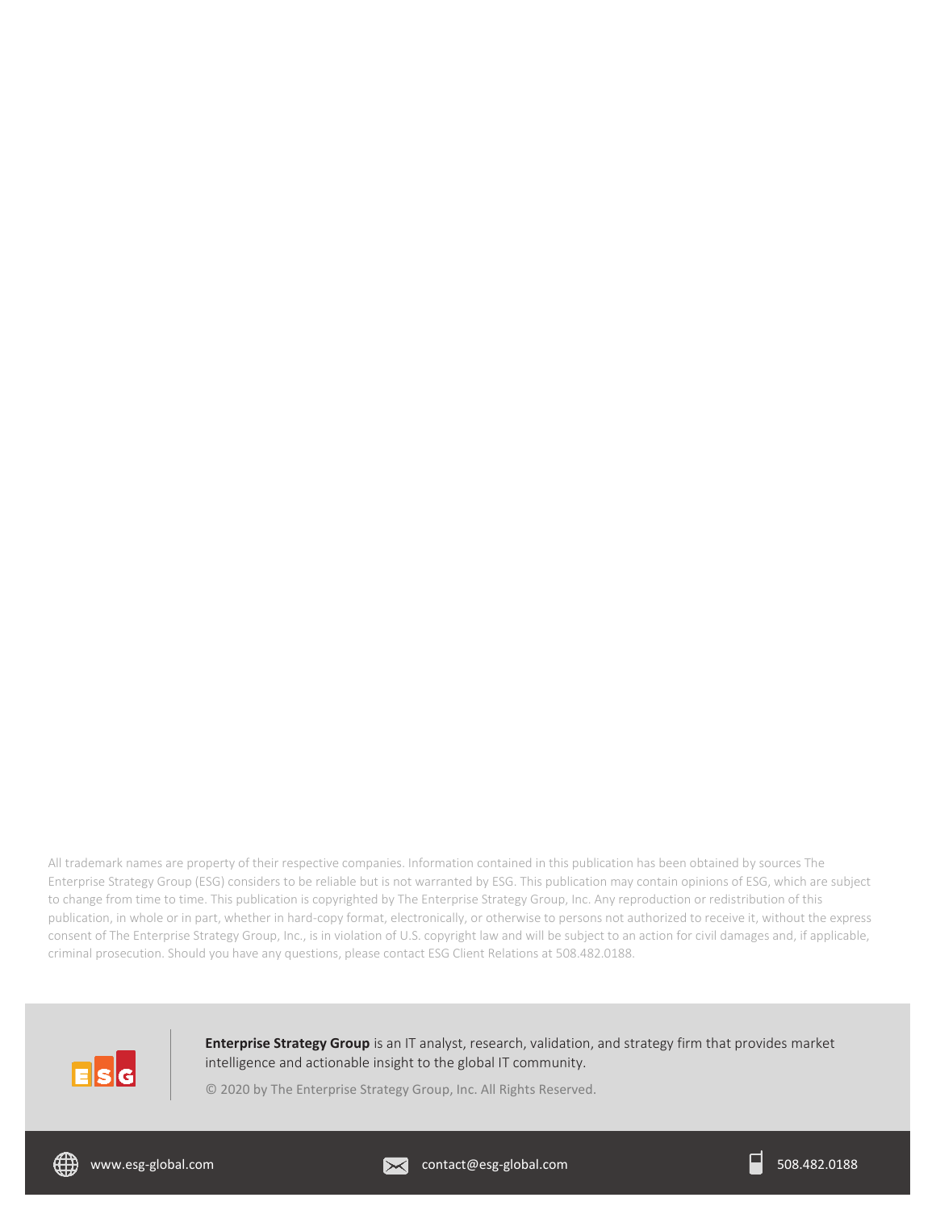All trademark names are property of their respective companies. Information contained in this publication has been obtained by sources The Enterprise Strategy Group (ESG) considers to be reliable but is not warranted by ESG. This publication may contain opinions of ESG, which are subject to change from time to time. This publication is copyrighted by The Enterprise Strategy Group, Inc. Any reproduction or redistribution of this publication, in whole or in part, whether in hard-copy format, electronically, or otherwise to persons not authorized to receive it, without the express consent of The Enterprise Strategy Group, Inc., is in violation of U.S. copyright law and will be subject to an action for civil damages and, if applicable, criminal prosecution. Should you have any questions, please contact ESG Client Relations at 508.482.0188.

**Enterprise Strategy Group** is an IT analyst, research, validation, and strategy firm that provides market intelligence and actionable insight to the global IT community.

© 2020 by The Enterprise Strategy Group, Inc. All Rights Reserved.

www.esg-global.com contact@esg-global.com 508.482.0188